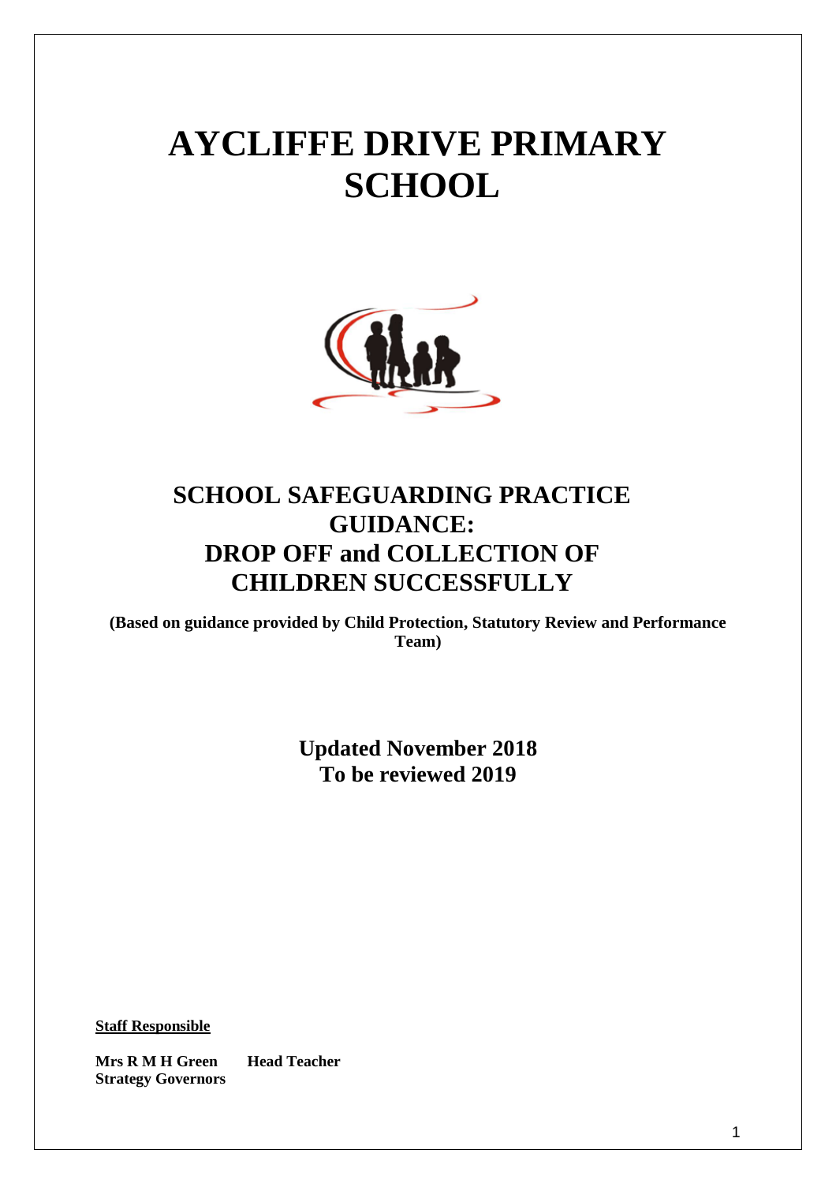# AYCLIFFE DRIVE PRIMARY SCHOOL

## SCHOOL SAFEGUARDING PRACTICE GUIDANCE: DROP OFF and COLLECTION OF CHILDREN SUCCESSFULLY

**(Based on guidance provided by Child Protection, Statutory Review and Performance Team)**

**Updated November 2018**
**To be reviewed 2019**

**Staff Responsible**

**Mrs R M H Green Head Teacher**
**Strategy Governors**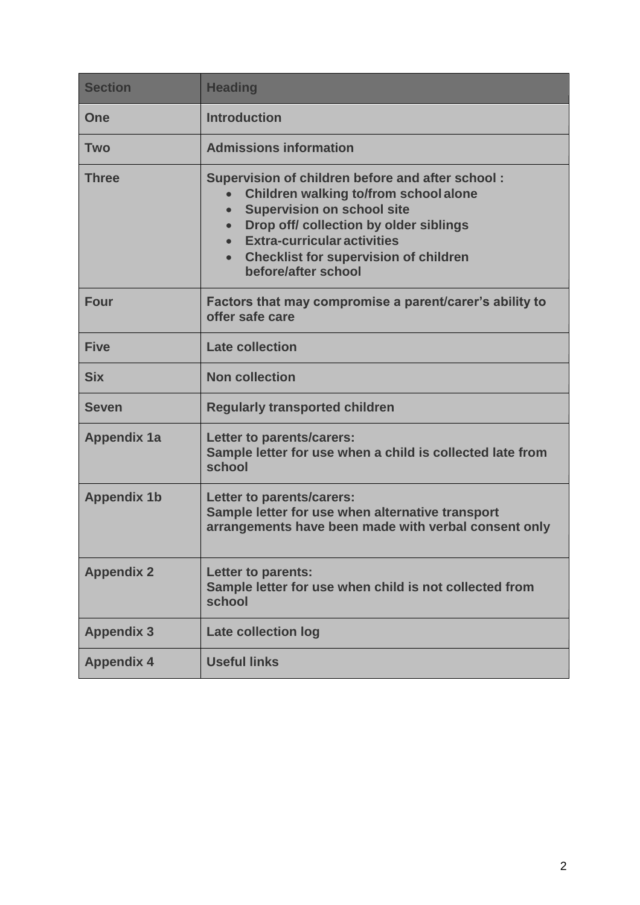| Section | Heading |
|---|---|
| One | Introduction |
| Two | Admissions information |
| Three | Supervision of children before and after school :<br>• Children walking to/from school alone<br>• Supervision on school site<br>• Drop off/ collection by older siblings<br>• Extra-curricular activities<br>• Checklist for supervision of children before/after school |
| Four | Factors that may compromise a parent/carer's ability to offer safe care |
| Five | Late collection |
| Six | Non collection |
| Seven | Regularly transported children |
| Appendix 1a | Letter to parents/carers:<br>Sample letter for use when a child is collected late from school |
| Appendix 1b | Letter to parents/carers:<br>Sample letter for use when alternative transport arrangements have been made with verbal consent only |
| Appendix 2 | Letter to parents:<br>Sample letter for use when child is not collected from school |
| Appendix 3 | Late collection log |
| Appendix 4 | Useful links |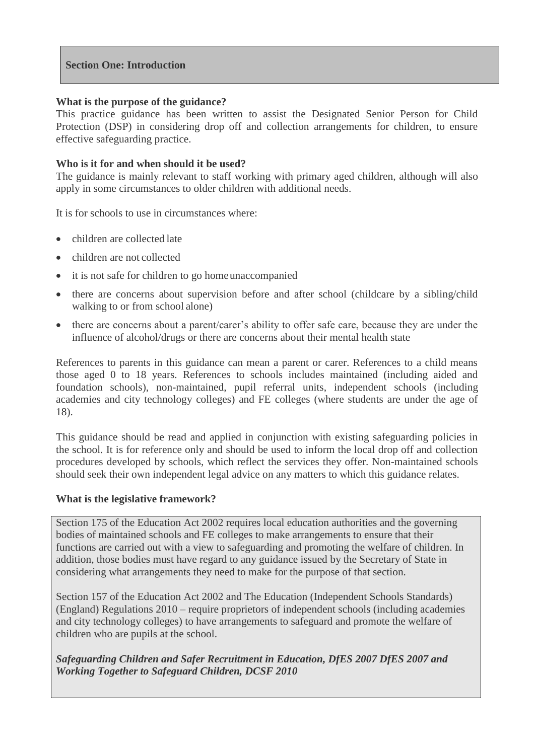## Section One: Introduction

**What is the purpose of the guidance?**

This practice guidance has been written to assist the Designated Senior Person for Child Protection (DSP) in considering drop off and collection arrangements for children, to ensure effective safeguarding practice.

**Who is it for and when should it be used?**

The guidance is mainly relevant to staff working with primary aged children, although will also apply in some circumstances to older children with additional needs.

It is for schools to use in circumstances where:

- children are collected late
- children are not collected
- it is not safe for children to go home unaccompanied
- there are concerns about supervision before and after school (childcare by a sibling/child walking to or from school alone)
- there are concerns about a parent/carer's ability to offer safe care, because they are under the influence of alcohol/drugs or there are concerns about their mental health state

References to parents in this guidance can mean a parent or carer. References to a child means those aged 0 to 18 years. References to schools includes maintained (including aided and foundation schools), non-maintained, pupil referral units, independent schools (including academies and city technology colleges) and FE colleges (where students are under the age of 18).

This guidance should be read and applied in conjunction with existing safeguarding policies in the school. It is for reference only and should be used to inform the local drop off and collection procedures developed by schools, which reflect the services they offer. Non-maintained schools should seek their own independent legal advice on any matters to which this guidance relates.

**What is the legislative framework?**

Section 175 of the Education Act 2002 requires local education authorities and the governing bodies of maintained schools and FE colleges to make arrangements to ensure that their functions are carried out with a view to safeguarding and promoting the welfare of children. In addition, those bodies must have regard to any guidance issued by the Secretary of State in considering what arrangements they need to make for the purpose of that section.

Section 157 of the Education Act 2002 and The Education (Independent Schools Standards) (England) Regulations 2010 – require proprietors of independent schools (including academies and city technology colleges) to have arrangements to safeguard and promote the welfare of children who are pupils at the school.

***Safeguarding Children and Safer Recruitment in Education, DfES 2007 DfES 2007 and Working Together to Safeguard Children, DCSF 2010***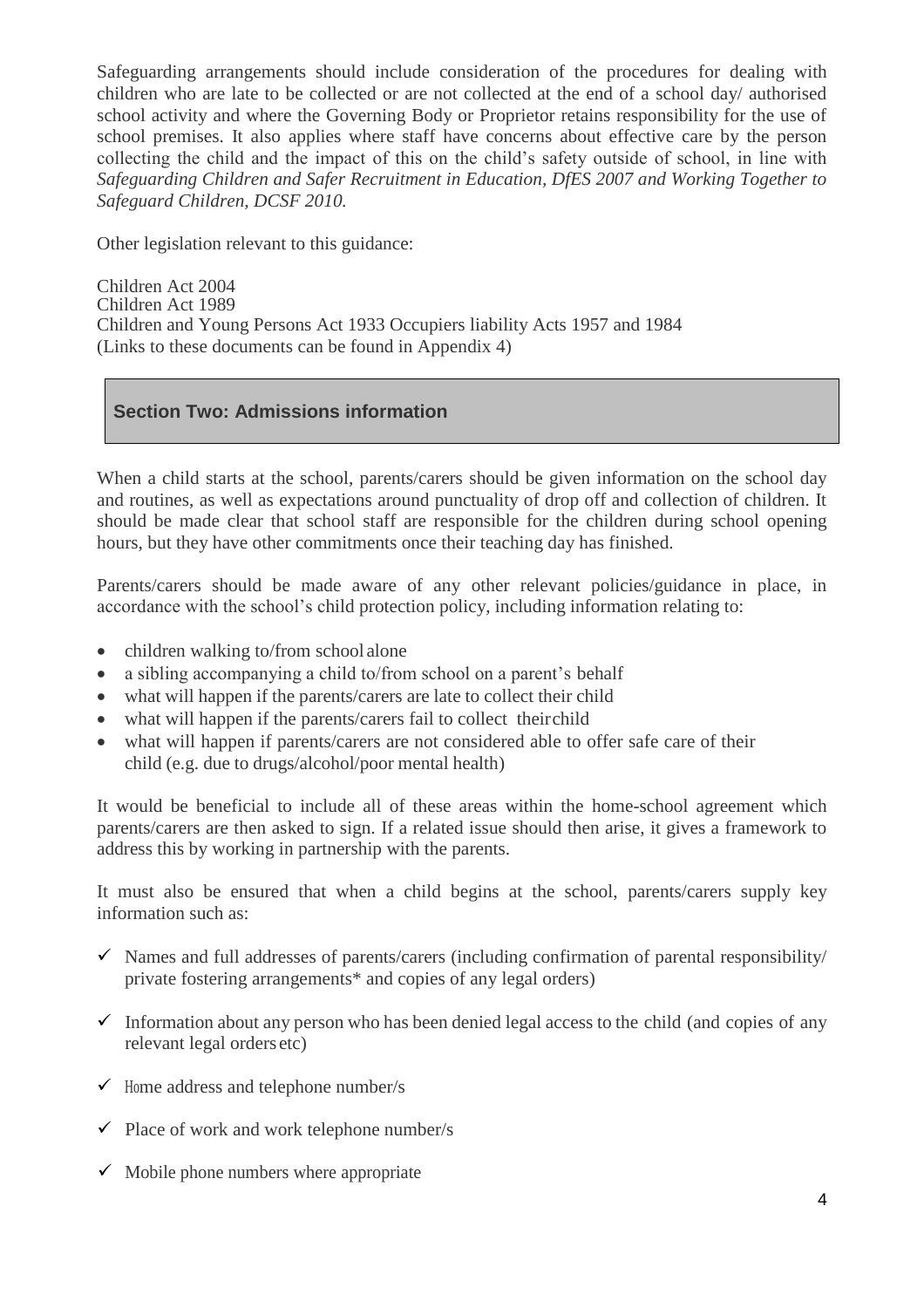Safeguarding arrangements should include consideration of the procedures for dealing with children who are late to be collected or are not collected at the end of a school day/ authorised school activity and where the Governing Body or Proprietor retains responsibility for the use of school premises. It also applies where staff have concerns about effective care by the person collecting the child and the impact of this on the child's safety outside of school, in line with *Safeguarding Children and Safer Recruitment in Education, DfES 2007 and Working Together to Safeguard Children, DCSF 2010.*

Other legislation relevant to this guidance:

Children Act 2004
Children Act 1989
Children and Young Persons Act 1933 Occupiers liability Acts 1957 and 1984
(Links to these documents can be found in Appendix 4)

## Section Two: Admissions information

When a child starts at the school, parents/carers should be given information on the school day and routines, as well as expectations around punctuality of drop off and collection of children. It should be made clear that school staff are responsible for the children during school opening hours, but they have other commitments once their teaching day has finished.

Parents/carers should be made aware of any other relevant policies/guidance in place, in accordance with the school's child protection policy, including information relating to:

- children walking to/from school alone
- a sibling accompanying a child to/from school on a parent's behalf
- what will happen if the parents/carers are late to collect their child
- what will happen if the parents/carers fail to collect their child
- what will happen if parents/carers are not considered able to offer safe care of their child (e.g. due to drugs/alcohol/poor mental health)

It would be beneficial to include all of these areas within the home-school agreement which parents/carers are then asked to sign. If a related issue should then arise, it gives a framework to address this by working in partnership with the parents.

It must also be ensured that when a child begins at the school, parents/carers supply key information such as:

- ✓ Names and full addresses of parents/carers (including confirmation of parental responsibility/ private fostering arrangements* and copies of any legal orders)
- ✓ Information about any person who has been denied legal access to the child (and copies of any relevant legal orders etc)
- ✓ Home address and telephone number/s
- ✓ Place of work and work telephone number/s
- ✓ Mobile phone numbers where appropriate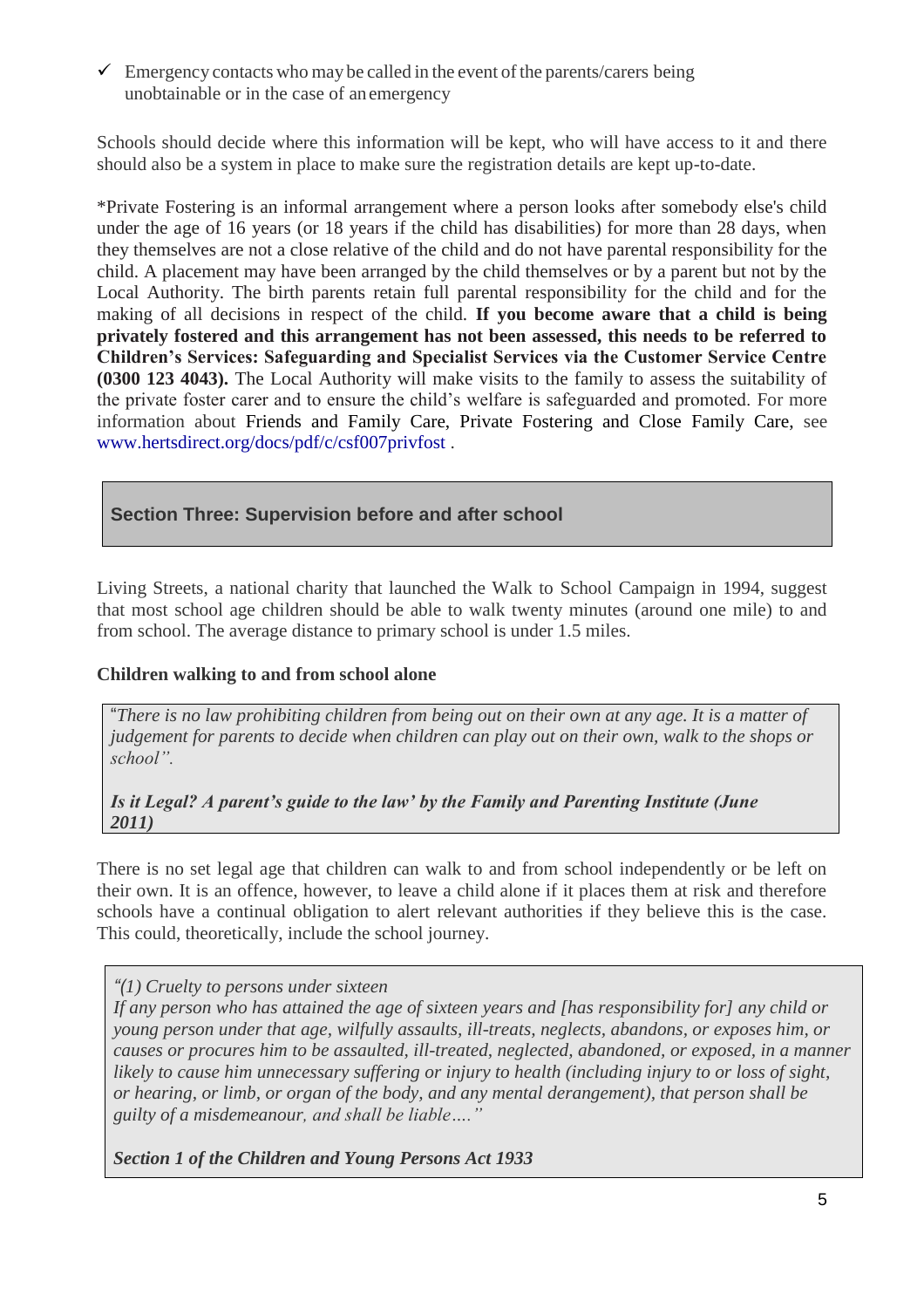- ✓ Emergency contacts who may be called in the event of the parents/carers being unobtainable or in the case of an emergency

Schools should decide where this information will be kept, who will have access to it and there should also be a system in place to make sure the registration details are kept up-to-date.

*Private Fostering is an informal arrangement where a person looks after somebody else's child under the age of 16 years (or 18 years if the child has disabilities) for more than 28 days, when they themselves are not a close relative of the child and do not have parental responsibility for the child. A placement may have been arranged by the child themselves or by a parent but not by the Local Authority. The birth parents retain full parental responsibility for the child and for the making of all decisions in respect of the child. **If you become aware that a child is being privately fostered and this arrangement has not been assessed, this needs to be referred to Children's Services: Safeguarding and Specialist Services via the Customer Service Centre (0300 123 4043).** The Local Authority will make visits to the family to assess the suitability of the private foster carer and to ensure the child's welfare is safeguarded and promoted. For more information about Friends and Family Care, Private Fostering and Close Family Care, see www.hertsdirect.org/docs/pdf/c/csf007privfost .

## Section Three: Supervision before and after school

Living Streets, a national charity that launched the Walk to School Campaign in 1994, suggest that most school age children should be able to walk twenty minutes (around one mile) to and from school. The average distance to primary school is under 1.5 miles.

**Children walking to and from school alone**

> "*There is no law prohibiting children from being out on their own at any age. It is a matter of judgement for parents to decide when children can play out on their own, walk to the shops or school".*
>
> ***Is it Legal? A parent's guide to the law' by the Family and Parenting Institute (June 2011)***

There is no set legal age that children can walk to and from school independently or be left on their own. It is an offence, however, to leave a child alone if it places them at risk and therefore schools have a continual obligation to alert relevant authorities if they believe this is the case. This could, theoretically, include the school journey.

> *"(1) Cruelty to persons under sixteen*
> *If any person who has attained the age of sixteen years and [has responsibility for] any child or young person under that age, wilfully assaults, ill-treats, neglects, abandons, or exposes him, or causes or procures him to be assaulted, ill-treated, neglected, abandoned, or exposed, in a manner likely to cause him unnecessary suffering or injury to health (including injury to or loss of sight, or hearing, or limb, or organ of the body, and any mental derangement), that person shall be guilty of a misdemeanour, and shall be liable…."*
>
> ***Section 1 of the Children and Young Persons Act 1933***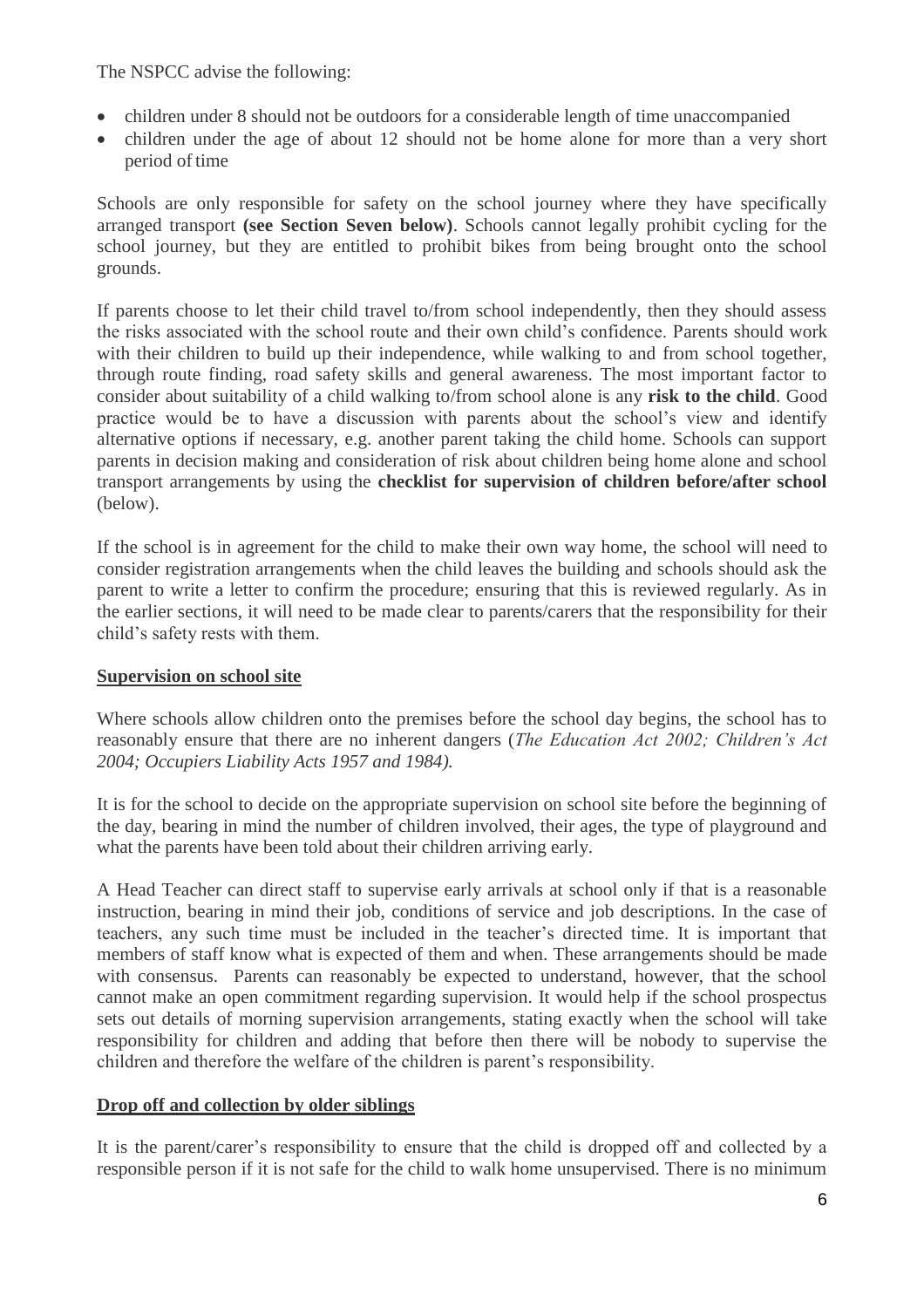The NSPCC advise the following:

- children under 8 should not be outdoors for a considerable length of time unaccompanied
- children under the age of about 12 should not be home alone for more than a very short period of time

Schools are only responsible for safety on the school journey where they have specifically arranged transport **(see Section Seven below)**. Schools cannot legally prohibit cycling for the school journey, but they are entitled to prohibit bikes from being brought onto the school grounds.

If parents choose to let their child travel to/from school independently, then they should assess the risks associated with the school route and their own child's confidence. Parents should work with their children to build up their independence, while walking to and from school together, through route finding, road safety skills and general awareness. The most important factor to consider about suitability of a child walking to/from school alone is any **risk to the child**. Good practice would be to have a discussion with parents about the school's view and identify alternative options if necessary, e.g. another parent taking the child home. Schools can support parents in decision making and consideration of risk about children being home alone and school transport arrangements by using the **checklist for supervision of children before/after school** (below).

If the school is in agreement for the child to make their own way home, the school will need to consider registration arrangements when the child leaves the building and schools should ask the parent to write a letter to confirm the procedure; ensuring that this is reviewed regularly. As in the earlier sections, it will need to be made clear to parents/carers that the responsibility for their child's safety rests with them.

**Supervision on school site**

Where schools allow children onto the premises before the school day begins, the school has to reasonably ensure that there are no inherent dangers (*The Education Act 2002; Children's Act 2004; Occupiers Liability Acts 1957 and 1984).*

It is for the school to decide on the appropriate supervision on school site before the beginning of the day, bearing in mind the number of children involved, their ages, the type of playground and what the parents have been told about their children arriving early.

A Head Teacher can direct staff to supervise early arrivals at school only if that is a reasonable instruction, bearing in mind their job, conditions of service and job descriptions. In the case of teachers, any such time must be included in the teacher's directed time. It is important that members of staff know what is expected of them and when. These arrangements should be made with consensus. Parents can reasonably be expected to understand, however, that the school cannot make an open commitment regarding supervision. It would help if the school prospectus sets out details of morning supervision arrangements, stating exactly when the school will take responsibility for children and adding that before then there will be nobody to supervise the children and therefore the welfare of the children is parent's responsibility.

**Drop off and collection by older siblings**

It is the parent/carer's responsibility to ensure that the child is dropped off and collected by a responsible person if it is not safe for the child to walk home unsupervised. There is no minimum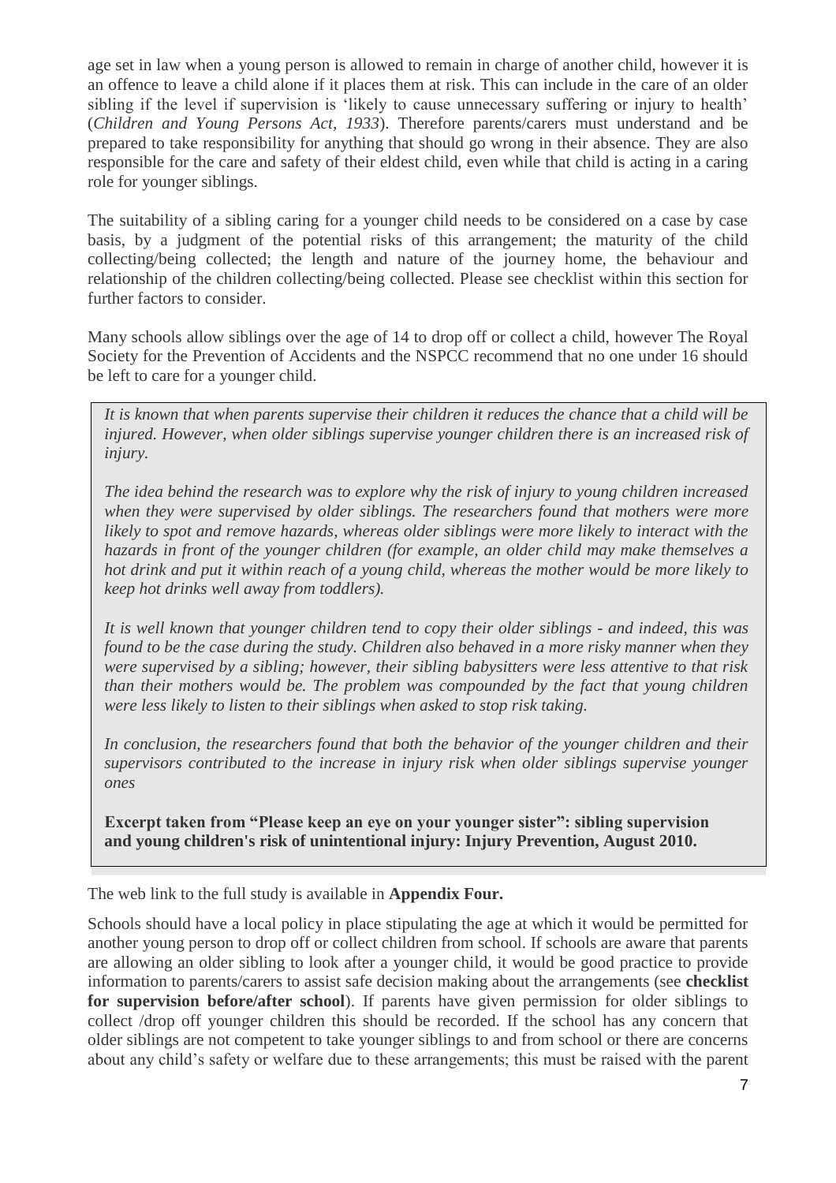age set in law when a young person is allowed to remain in charge of another child, however it is an offence to leave a child alone if it places them at risk. This can include in the care of an older sibling if the level if supervision is 'likely to cause unnecessary suffering or injury to health' (*Children and Young Persons Act, 1933*). Therefore parents/carers must understand and be prepared to take responsibility for anything that should go wrong in their absence. They are also responsible for the care and safety of their eldest child, even while that child is acting in a caring role for younger siblings.

The suitability of a sibling caring for a younger child needs to be considered on a case by case basis, by a judgment of the potential risks of this arrangement; the maturity of the child collecting/being collected; the length and nature of the journey home, the behaviour and relationship of the children collecting/being collected. Please see checklist within this section for further factors to consider.

Many schools allow siblings over the age of 14 to drop off or collect a child, however The Royal Society for the Prevention of Accidents and the NSPCC recommend that no one under 16 should be left to care for a younger child.

> *It is known that when parents supervise their children it reduces the chance that a child will be injured. However, when older siblings supervise younger children there is an increased risk of injury.*
>
> *The idea behind the research was to explore why the risk of injury to young children increased when they were supervised by older siblings. The researchers found that mothers were more likely to spot and remove hazards, whereas older siblings were more likely to interact with the hazards in front of the younger children (for example, an older child may make themselves a hot drink and put it within reach of a young child, whereas the mother would be more likely to keep hot drinks well away from toddlers).*
>
> *It is well known that younger children tend to copy their older siblings - and indeed, this was found to be the case during the study. Children also behaved in a more risky manner when they were supervised by a sibling; however, their sibling babysitters were less attentive to that risk than their mothers would be. The problem was compounded by the fact that young children were less likely to listen to their siblings when asked to stop risk taking.*
>
> *In conclusion, the researchers found that both the behavior of the younger children and their supervisors contributed to the increase in injury risk when older siblings supervise younger ones*
>
> **Excerpt taken from "Please keep an eye on your younger sister": sibling supervision and young children's risk of unintentional injury: Injury Prevention, August 2010.**

The web link to the full study is available in **Appendix Four.**

Schools should have a local policy in place stipulating the age at which it would be permitted for another young person to drop off or collect children from school. If schools are aware that parents are allowing an older sibling to look after a younger child, it would be good practice to provide information to parents/carers to assist safe decision making about the arrangements (see **checklist for supervision before/after school**). If parents have given permission for older siblings to collect /drop off younger children this should be recorded. If the school has any concern that older siblings are not competent to take younger siblings to and from school or there are concerns about any child's safety or welfare due to these arrangements; this must be raised with the parent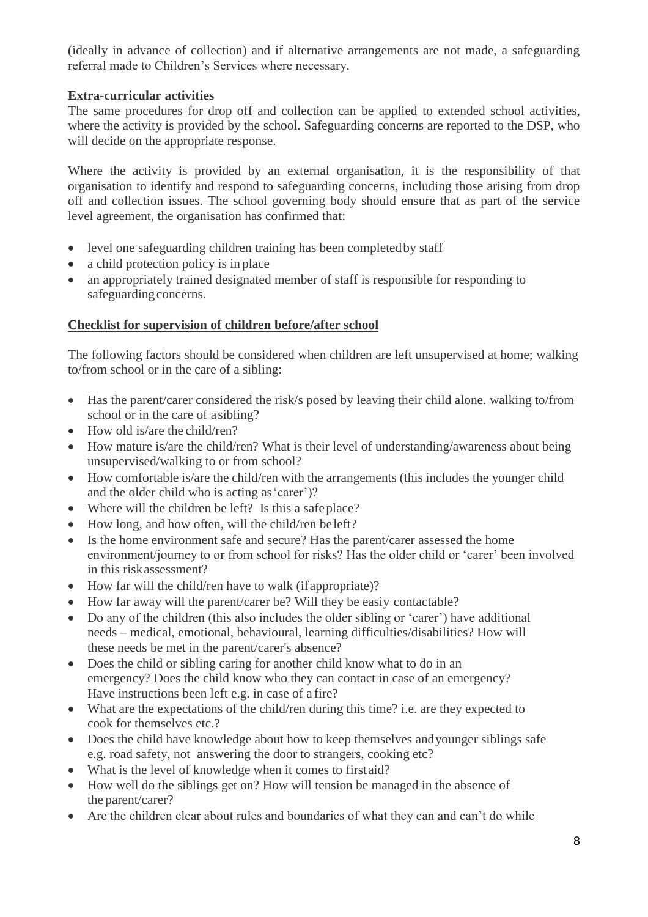(ideally in advance of collection) and if alternative arrangements are not made, a safeguarding referral made to Children's Services where necessary.

**Extra-curricular activities**

The same procedures for drop off and collection can be applied to extended school activities, where the activity is provided by the school. Safeguarding concerns are reported to the DSP, who will decide on the appropriate response.

Where the activity is provided by an external organisation, it is the responsibility of that organisation to identify and respond to safeguarding concerns, including those arising from drop off and collection issues. The school governing body should ensure that as part of the service level agreement, the organisation has confirmed that:

- level one safeguarding children training has been completed by staff
- a child protection policy is in place
- an appropriately trained designated member of staff is responsible for responding to safeguarding concerns.

**Checklist for supervision of children before/after school**

The following factors should be considered when children are left unsupervised at home; walking to/from school or in the care of a sibling:

- Has the parent/carer considered the risk/s posed by leaving their child alone. walking to/from school or in the care of a sibling?
- How old is/are the child/ren?
- How mature is/are the child/ren? What is their level of understanding/awareness about being unsupervised/walking to or from school?
- How comfortable is/are the child/ren with the arrangements (this includes the younger child and the older child who is acting as 'carer')?
- Where will the children be left? Is this a safe place?
- How long, and how often, will the child/ren be left?
- Is the home environment safe and secure? Has the parent/carer assessed the home environment/journey to or from school for risks? Has the older child or 'carer' been involved in this risk assessment?
- How far will the child/ren have to walk (if appropriate)?
- How far away will the parent/carer be? Will they be easiy contactable?
- Do any of the children (this also includes the older sibling or 'carer') have additional needs – medical, emotional, behavioural, learning difficulties/disabilities? How will these needs be met in the parent/carer's absence?
- Does the child or sibling caring for another child know what to do in an emergency? Does the child know who they can contact in case of an emergency? Have instructions been left e.g. in case of a fire?
- What are the expectations of the child/ren during this time? i.e. are they expected to cook for themselves etc.?
- Does the child have knowledge about how to keep themselves and younger siblings safe e.g. road safety, not answering the door to strangers, cooking etc?
- What is the level of knowledge when it comes to first aid?
- How well do the siblings get on? How will tension be managed in the absence of the parent/carer?
- Are the children clear about rules and boundaries of what they can and can't do while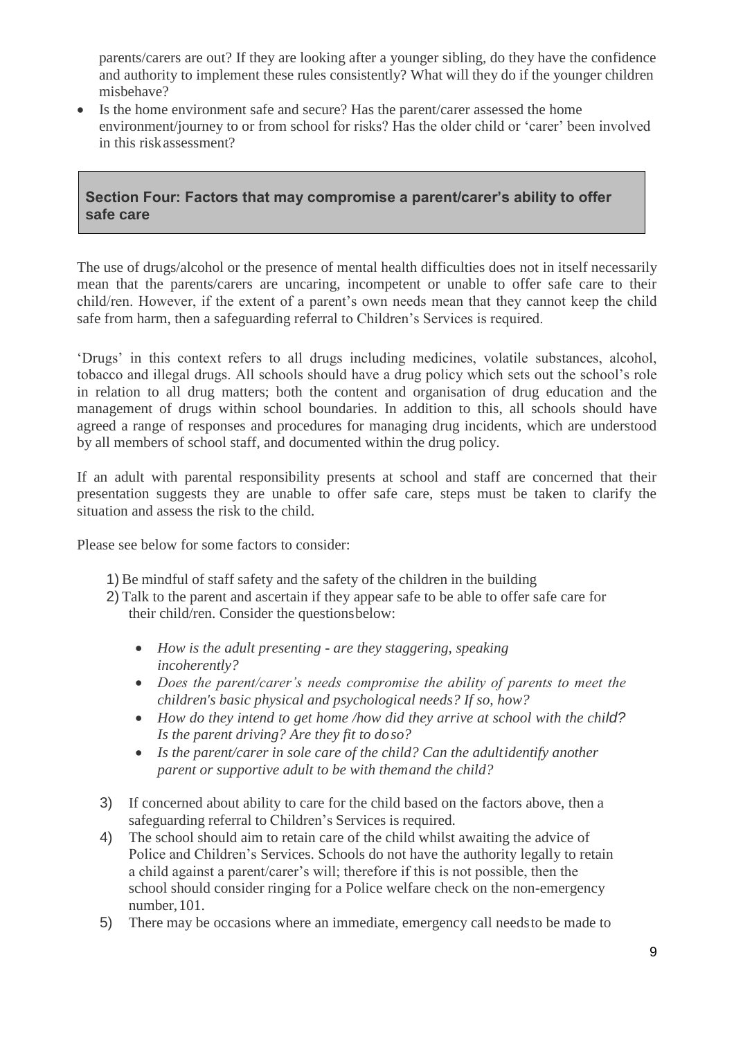parents/carers are out? If they are looking after a younger sibling, do they have the confidence and authority to implement these rules consistently? What will they do if the younger children misbehave?

- Is the home environment safe and secure? Has the parent/carer assessed the home environment/journey to or from school for risks? Has the older child or 'carer' been involved in this risk assessment?

## Section Four: Factors that may compromise a parent/carer's ability to offer safe care

The use of drugs/alcohol or the presence of mental health difficulties does not in itself necessarily mean that the parents/carers are uncaring, incompetent or unable to offer safe care to their child/ren. However, if the extent of a parent's own needs mean that they cannot keep the child safe from harm, then a safeguarding referral to Children's Services is required.

'Drugs' in this context refers to all drugs including medicines, volatile substances, alcohol, tobacco and illegal drugs. All schools should have a drug policy which sets out the school's role in relation to all drug matters; both the content and organisation of drug education and the management of drugs within school boundaries. In addition to this, all schools should have agreed a range of responses and procedures for managing drug incidents, which are understood by all members of school staff, and documented within the drug policy.

If an adult with parental responsibility presents at school and staff are concerned that their presentation suggests they are unable to offer safe care, steps must be taken to clarify the situation and assess the risk to the child.

Please see below for some factors to consider:

1) Be mindful of staff safety and the safety of the children in the building
2) Talk to the parent and ascertain if they appear safe to be able to offer safe care for their child/ren. Consider the questions below:
    - *How is the adult presenting - are they staggering, speaking incoherently?*
    - *Does the parent/carer's needs compromise the ability of parents to meet the children's basic physical and psychological needs? If so, how?*
    - *How do they intend to get home /how did they arrive at school with the child? Is the parent driving? Are they fit to do so?*
    - *Is the parent/carer in sole care of the child? Can the adult identify another parent or supportive adult to be with them and the child?*
3) If concerned about ability to care for the child based on the factors above, then a safeguarding referral to Children's Services is required.
4) The school should aim to retain care of the child whilst awaiting the advice of Police and Children's Services. Schools do not have the authority legally to retain a child against a parent/carer's will; therefore if this is not possible, then the school should consider ringing for a Police welfare check on the non-emergency number, 101.
5) There may be occasions where an immediate, emergency call needs to be made to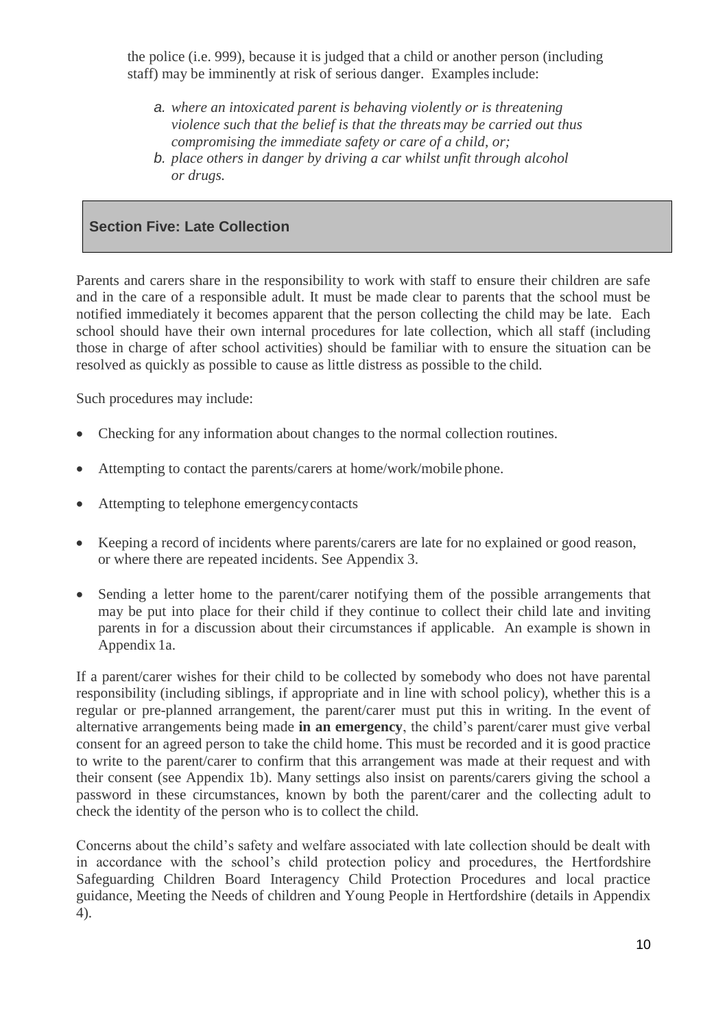the police (i.e. 999), because it is judged that a child or another person (including staff) may be imminently at risk of serious danger. Examples include:

*a. where an intoxicated parent is behaving violently or is threatening violence such that the belief is that the threats may be carried out thus compromising the immediate safety or care of a child, or;*

*b. place others in danger by driving a car whilst unfit through alcohol or drugs.*

## Section Five: Late Collection

Parents and carers share in the responsibility to work with staff to ensure their children are safe and in the care of a responsible adult. It must be made clear to parents that the school must be notified immediately it becomes apparent that the person collecting the child may be late. Each school should have their own internal procedures for late collection, which all staff (including those in charge of after school activities) should be familiar with to ensure the situation can be resolved as quickly as possible to cause as little distress as possible to the child.

Such procedures may include:

- Checking for any information about changes to the normal collection routines.
- Attempting to contact the parents/carers at home/work/mobile phone.
- Attempting to telephone emergency contacts
- Keeping a record of incidents where parents/carers are late for no explained or good reason, or where there are repeated incidents. See Appendix 3.
- Sending a letter home to the parent/carer notifying them of the possible arrangements that may be put into place for their child if they continue to collect their child late and inviting parents in for a discussion about their circumstances if applicable. An example is shown in Appendix 1a.

If a parent/carer wishes for their child to be collected by somebody who does not have parental responsibility (including siblings, if appropriate and in line with school policy), whether this is a regular or pre-planned arrangement, the parent/carer must put this in writing. In the event of alternative arrangements being made **in an emergency**, the child's parent/carer must give verbal consent for an agreed person to take the child home. This must be recorded and it is good practice to write to the parent/carer to confirm that this arrangement was made at their request and with their consent (see Appendix 1b). Many settings also insist on parents/carers giving the school a password in these circumstances, known by both the parent/carer and the collecting adult to check the identity of the person who is to collect the child.

Concerns about the child's safety and welfare associated with late collection should be dealt with in accordance with the school's child protection policy and procedures, the Hertfordshire Safeguarding Children Board Interagency Child Protection Procedures and local practice guidance, Meeting the Needs of children and Young People in Hertfordshire (details in Appendix 4).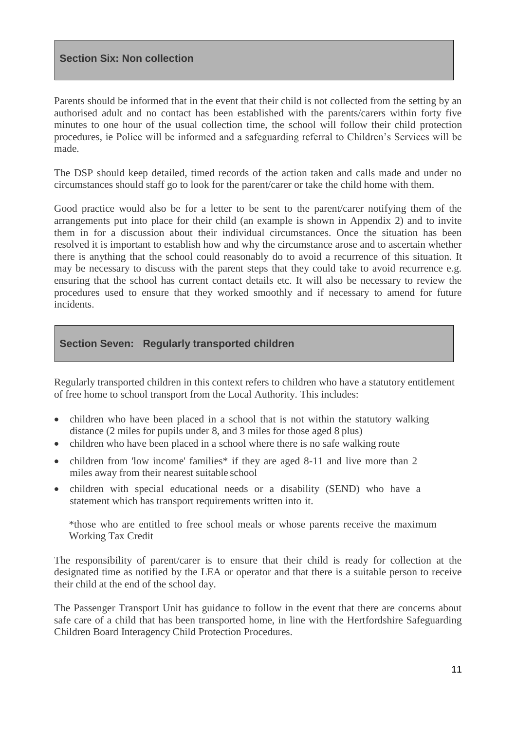## Section Six: Non collection

Parents should be informed that in the event that their child is not collected from the setting by an authorised adult and no contact has been established with the parents/carers within forty five minutes to one hour of the usual collection time, the school will follow their child protection procedures, ie Police will be informed and a safeguarding referral to Children's Services will be made.

The DSP should keep detailed, timed records of the action taken and calls made and under no circumstances should staff go to look for the parent/carer or take the child home with them.

Good practice would also be for a letter to be sent to the parent/carer notifying them of the arrangements put into place for their child (an example is shown in Appendix 2) and to invite them in for a discussion about their individual circumstances. Once the situation has been resolved it is important to establish how and why the circumstance arose and to ascertain whether there is anything that the school could reasonably do to avoid a recurrence of this situation. It may be necessary to discuss with the parent steps that they could take to avoid recurrence e.g. ensuring that the school has current contact details etc. It will also be necessary to review the procedures used to ensure that they worked smoothly and if necessary to amend for future incidents.

## Section Seven: Regularly transported children

Regularly transported children in this context refers to children who have a statutory entitlement of free home to school transport from the Local Authority. This includes:

- children who have been placed in a school that is not within the statutory walking distance (2 miles for pupils under 8, and 3 miles for those aged 8 plus)
- children who have been placed in a school where there is no safe walking route
- children from 'low income' families* if they are aged 8-11 and live more than 2 miles away from their nearest suitable school
- children with special educational needs or a disability (SEND) who have a statement which has transport requirements written into it.

*those who are entitled to free school meals or whose parents receive the maximum Working Tax Credit

The responsibility of parent/carer is to ensure that their child is ready for collection at the designated time as notified by the LEA or operator and that there is a suitable person to receive their child at the end of the school day.

The Passenger Transport Unit has guidance to follow in the event that there are concerns about safe care of a child that has been transported home, in line with the Hertfordshire Safeguarding Children Board Interagency Child Protection Procedures.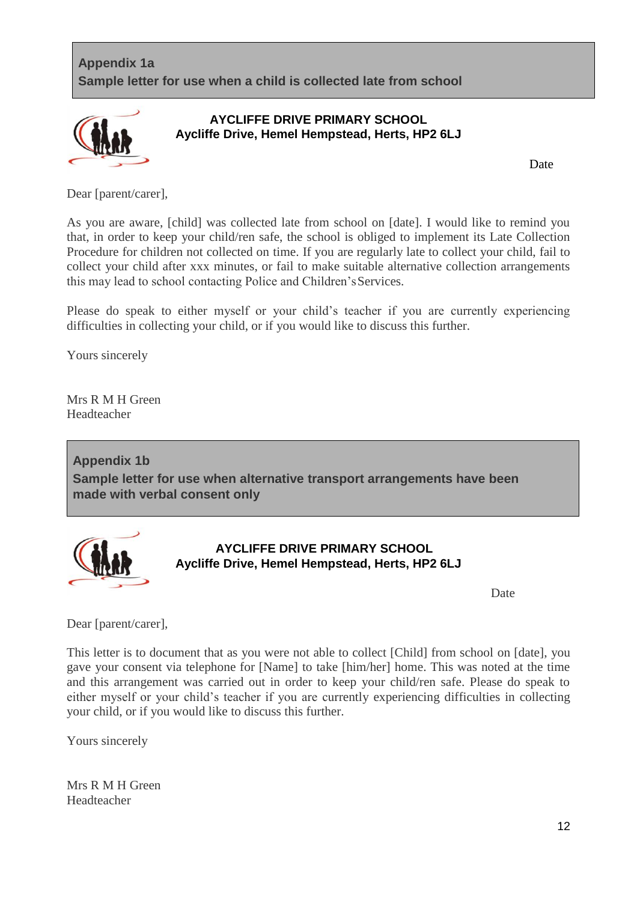## Appendix 1a
## Sample letter for use when a child is collected late from school

**AYCLIFFE DRIVE PRIMARY SCHOOL**
**Aycliffe Drive, Hemel Hempstead, Herts, HP2 6LJ**

Date

Dear [parent/carer],

As you are aware, [child] was collected late from school on [date]. I would like to remind you that, in order to keep your child/ren safe, the school is obliged to implement its Late Collection Procedure for children not collected on time. If you are regularly late to collect your child, fail to collect your child after xxx minutes, or fail to make suitable alternative collection arrangements this may lead to school contacting Police and Children's Services.

Please do speak to either myself or your child's teacher if you are currently experiencing difficulties in collecting your child, or if you would like to discuss this further.

Yours sincerely

Mrs R M H Green
Headteacher

## Appendix 1b
## Sample letter for use when alternative transport arrangements have been made with verbal consent only

**AYCLIFFE DRIVE PRIMARY SCHOOL**
**Aycliffe Drive, Hemel Hempstead, Herts, HP2 6LJ**

Date

Dear [parent/carer],

This letter is to document that as you were not able to collect [Child] from school on [date], you gave your consent via telephone for [Name] to take [him/her] home. This was noted at the time and this arrangement was carried out in order to keep your child/ren safe. Please do speak to either myself or your child's teacher if you are currently experiencing difficulties in collecting your child, or if you would like to discuss this further.

Yours sincerely

Mrs R M H Green
Headteacher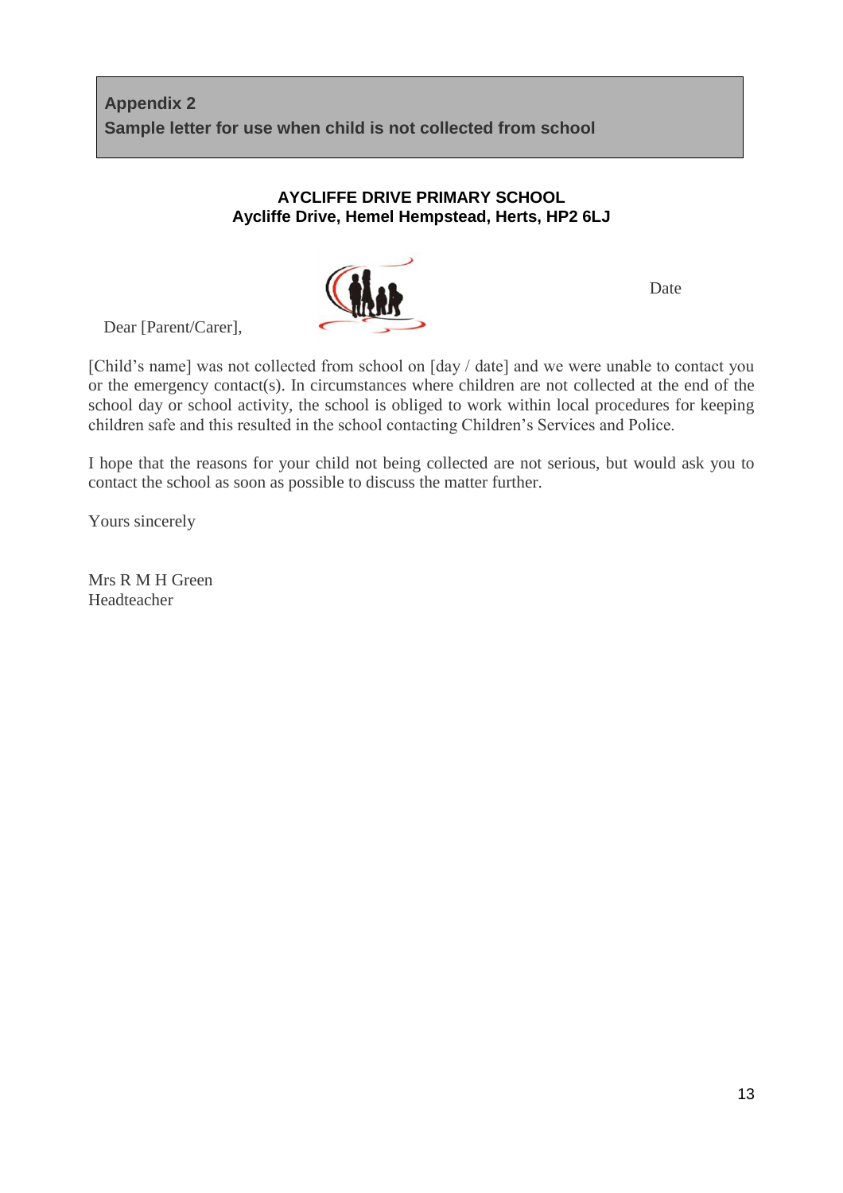## Appendix 2

## Sample letter for use when child is not collected from school

**AYCLIFFE DRIVE PRIMARY SCHOOL**
**Aycliffe Drive, Hemel Hempstead, Herts, HP2 6LJ**

Date

Dear [Parent/Carer],

[Child's name] was not collected from school on [day / date] and we were unable to contact you or the emergency contact(s). In circumstances where children are not collected at the end of the school day or school activity, the school is obliged to work within local procedures for keeping children safe and this resulted in the school contacting Children's Services and Police.

I hope that the reasons for your child not being collected are not serious, but would ask you to contact the school as soon as possible to discuss the matter further.

Yours sincerely

Mrs R M H Green
Headteacher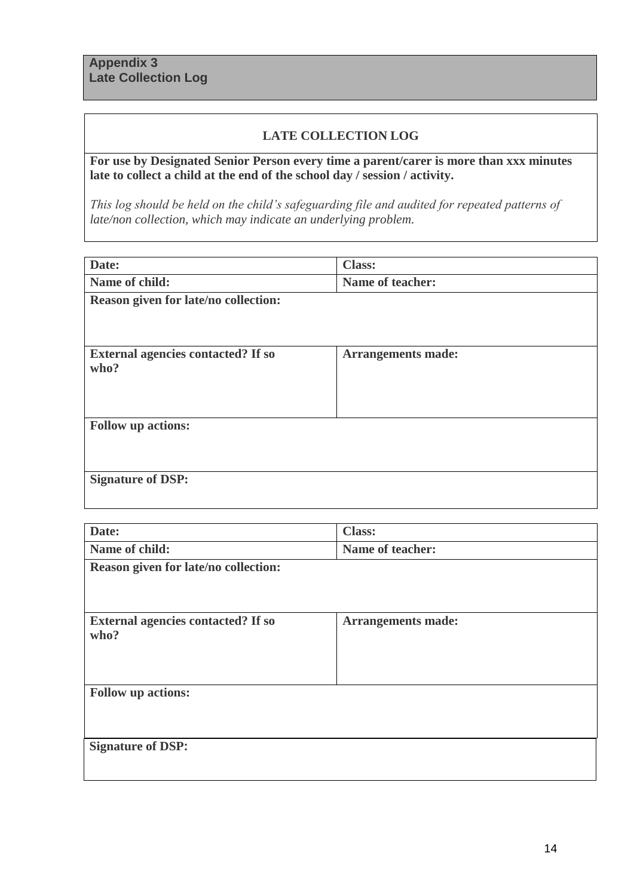## Appendix 3
## Late Collection Log

### LATE COLLECTION LOG

**For use by Designated Senior Person every time a parent/carer is more than xxx minutes late to collect a child at the end of the school day / session / activity.**

*This log should be held on the child's safeguarding file and audited for repeated patterns of late/non collection, which may indicate an underlying problem.*

| **Date:** | **Class:** |
|---|---|
| **Name of child:** | **Name of teacher:** |
| **Reason given for late/no collection:** | |
| **External agencies contacted? If so who?** | **Arrangements made:** |
| **Follow up actions:** | |
| **Signature of DSP:** | |

| **Date:** | **Class:** |
|---|---|
| **Name of child:** | **Name of teacher:** |
| **Reason given for late/no collection:** | |
| **External agencies contacted? If so who?** | **Arrangements made:** |
| **Follow up actions:** | |
| **Signature of DSP:** | |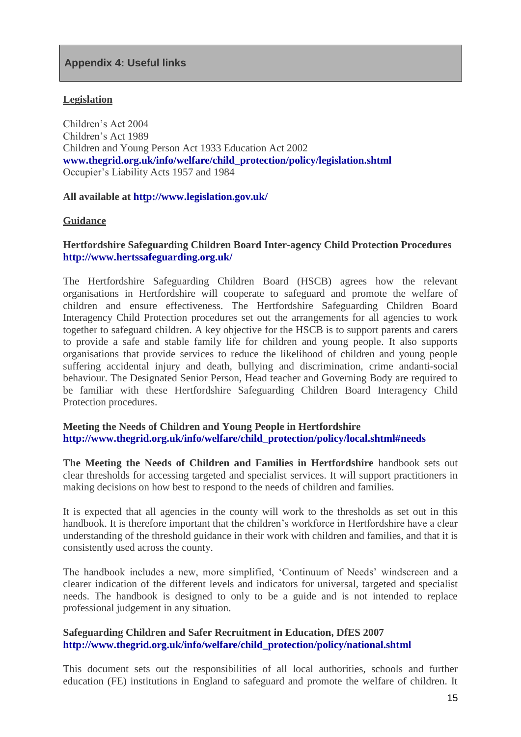## Appendix 4: Useful links

**Legislation**

Children's Act 2004
Children's Act 1989
Children and Young Person Act 1933 Education Act 2002
**www.thegrid.org.uk/info/welfare/child_protection/policy/legislation.shtml**
Occupier's Liability Acts 1957 and 1984

**All available at http://www.legislation.gov.uk/**

**Guidance**

**Hertfordshire Safeguarding Children Board Inter-agency Child Protection Procedures**
**http://www.hertssafeguarding.org.uk/**

The Hertfordshire Safeguarding Children Board (HSCB) agrees how the relevant organisations in Hertfordshire will cooperate to safeguard and promote the welfare of children and ensure effectiveness. The Hertfordshire Safeguarding Children Board Interagency Child Protection procedures set out the arrangements for all agencies to work together to safeguard children. A key objective for the HSCB is to support parents and carers to provide a safe and stable family life for children and young people. It also supports organisations that provide services to reduce the likelihood of children and young people suffering accidental injury and death, bullying and discrimination, crime andanti-social behaviour. The Designated Senior Person, Head teacher and Governing Body are required to be familiar with these Hertfordshire Safeguarding Children Board Interagency Child Protection procedures.

**Meeting the Needs of Children and Young People in Hertfordshire**
**http://www.thegrid.org.uk/info/welfare/child_protection/policy/local.shtml#needs**

**The Meeting the Needs of Children and Families in Hertfordshire** handbook sets out clear thresholds for accessing targeted and specialist services. It will support practitioners in making decisions on how best to respond to the needs of children and families.

It is expected that all agencies in the county will work to the thresholds as set out in this handbook. It is therefore important that the children's workforce in Hertfordshire have a clear understanding of the threshold guidance in their work with children and families, and that it is consistently used across the county.

The handbook includes a new, more simplified, 'Continuum of Needs' windscreen and a clearer indication of the different levels and indicators for universal, targeted and specialist needs. The handbook is designed to only to be a guide and is not intended to replace professional judgement in any situation.

**Safeguarding Children and Safer Recruitment in Education, DfES 2007**
**http://www.thegrid.org.uk/info/welfare/child_protection/policy/national.shtml**

This document sets out the responsibilities of all local authorities, schools and further education (FE) institutions in England to safeguard and promote the welfare of children. It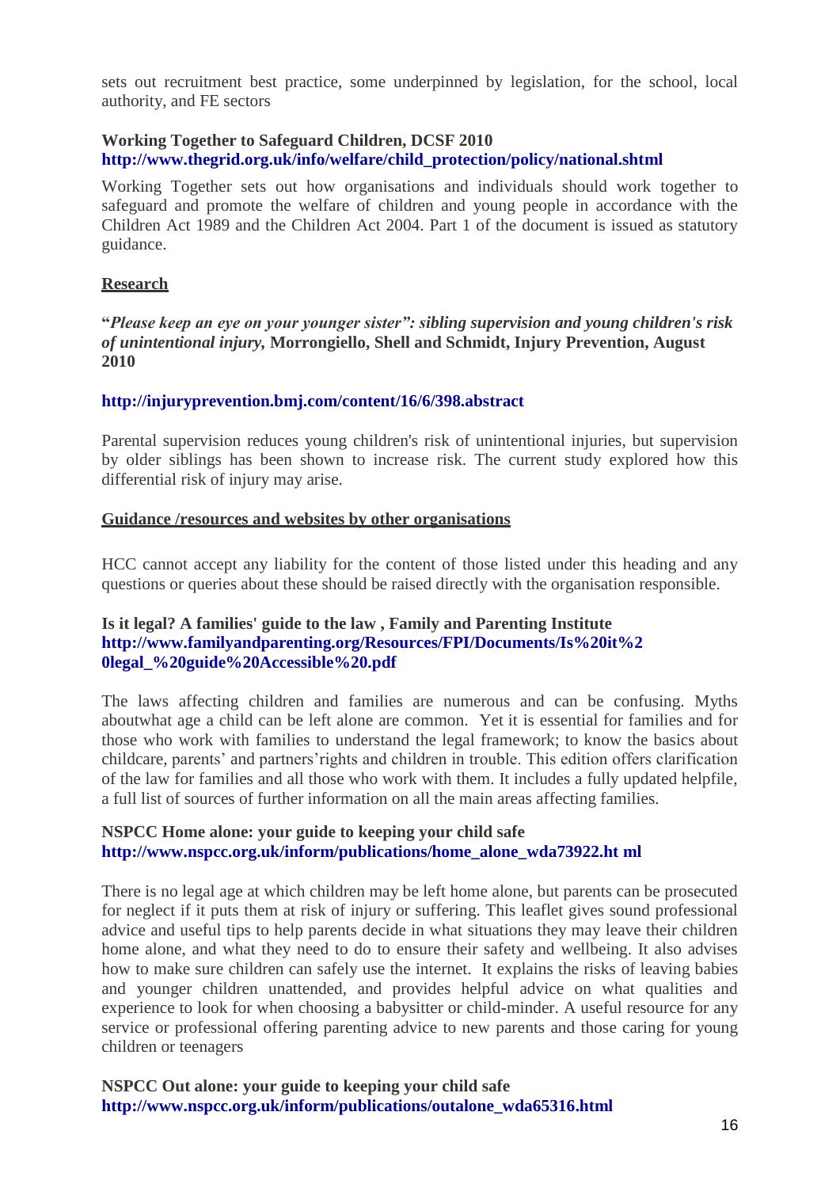sets out recruitment best practice, some underpinned by legislation, for the school, local authority, and FE sectors

**Working Together to Safeguard Children, DCSF 2010**
**http://www.thegrid.org.uk/info/welfare/child_protection/policy/national.shtml**

Working Together sets out how organisations and individuals should work together to safeguard and promote the welfare of children and young people in accordance with the Children Act 1989 and the Children Act 2004. Part 1 of the document is issued as statutory guidance.

## Research

**"*Please keep an eye on your younger sister": sibling supervision and young children's risk of unintentional injury,* Morrongiello, Shell and Schmidt, Injury Prevention, August 2010**

**http://injuryprevention.bmj.com/content/16/6/398.abstract**

Parental supervision reduces young children's risk of unintentional injuries, but supervision by older siblings has been shown to increase risk. The current study explored how this differential risk of injury may arise.

## Guidance /resources and websites by other organisations

HCC cannot accept any liability for the content of those listed under this heading and any questions or queries about these should be raised directly with the organisation responsible.

**Is it legal? A families' guide to the law , Family and Parenting Institute**
**http://www.familyandparenting.org/Resources/FPI/Documents/Is%20it%20legal_%20guide%20Accessible%20.pdf**

The laws affecting children and families are numerous and can be confusing. Myths aboutwhat age a child can be left alone are common. Yet it is essential for families and for those who work with families to understand the legal framework; to know the basics about childcare, parents' and partners'rights and children in trouble. This edition offers clarification of the law for families and all those who work with them. It includes a fully updated helpfile, a full list of sources of further information on all the main areas affecting families.

**NSPCC Home alone: your guide to keeping your child safe**
**http://www.nspcc.org.uk/inform/publications/home_alone_wda73922.html**

There is no legal age at which children may be left home alone, but parents can be prosecuted for neglect if it puts them at risk of injury or suffering. This leaflet gives sound professional advice and useful tips to help parents decide in what situations they may leave their children home alone, and what they need to do to ensure their safety and wellbeing. It also advises how to make sure children can safely use the internet. It explains the risks of leaving babies and younger children unattended, and provides helpful advice on what qualities and experience to look for when choosing a babysitter or child-minder. A useful resource for any service or professional offering parenting advice to new parents and those caring for young children or teenagers

**NSPCC Out alone: your guide to keeping your child safe**
**http://www.nspcc.org.uk/inform/publications/outalone_wda65316.html**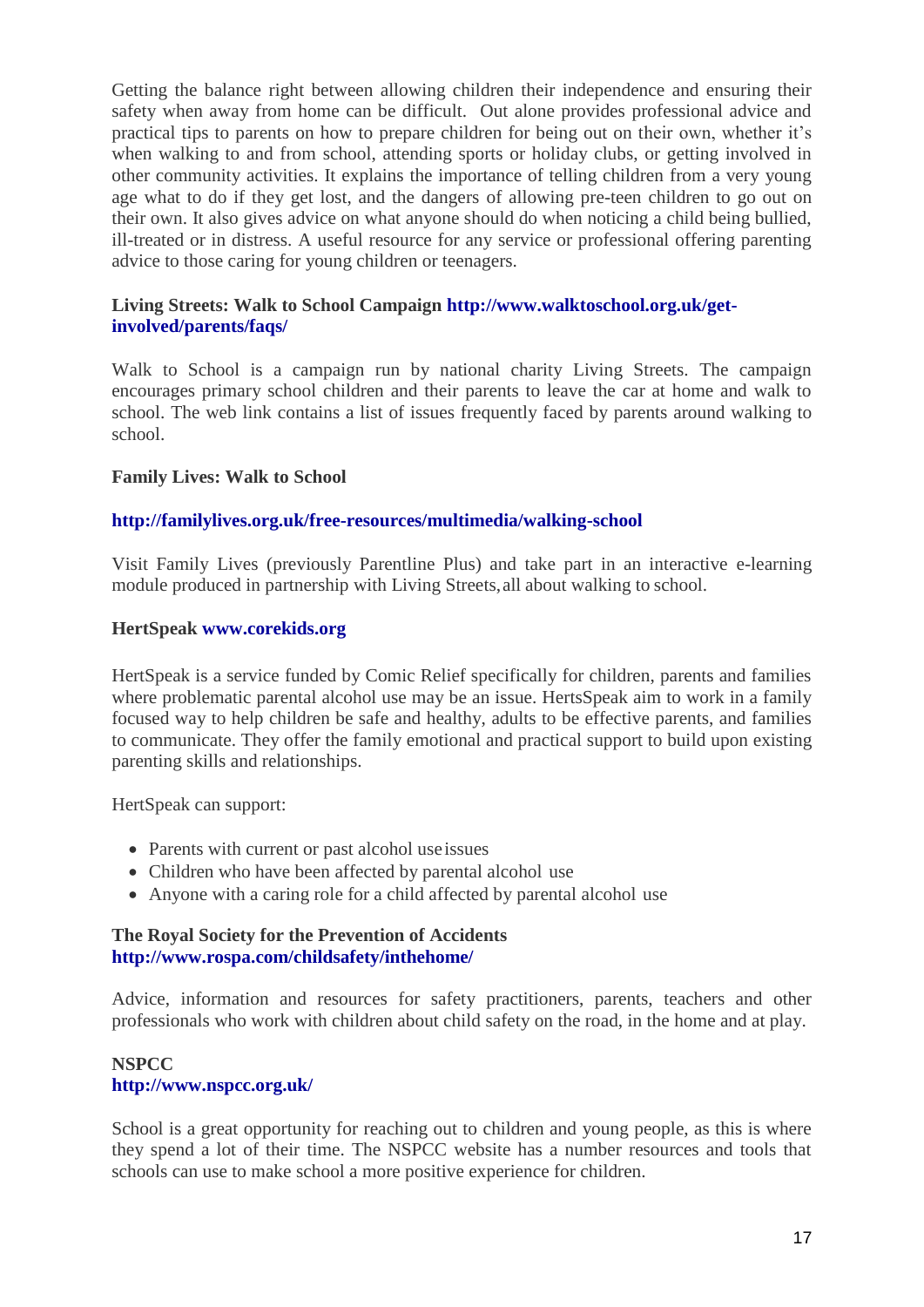Getting the balance right between allowing children their independence and ensuring their safety when away from home can be difficult. Out alone provides professional advice and practical tips to parents on how to prepare children for being out on their own, whether it's when walking to and from school, attending sports or holiday clubs, or getting involved in other community activities. It explains the importance of telling children from a very young age what to do if they get lost, and the dangers of allowing pre-teen children to go out on their own. It also gives advice on what anyone should do when noticing a child being bullied, ill-treated or in distress. A useful resource for any service or professional offering parenting advice to those caring for young children or teenagers.

**Living Streets: Walk to School Campaign http://www.walktoschool.org.uk/get-involved/parents/faqs/**

Walk to School is a campaign run by national charity Living Streets. The campaign encourages primary school children and their parents to leave the car at home and walk to school. The web link contains a list of issues frequently faced by parents around walking to school.

**Family Lives: Walk to School**

**http://familylives.org.uk/free-resources/multimedia/walking-school**

Visit Family Lives (previously Parentline Plus) and take part in an interactive e-learning module produced in partnership with Living Streets, all about walking to school.

**HertSpeak www.corekids.org**

HertSpeak is a service funded by Comic Relief specifically for children, parents and families where problematic parental alcohol use may be an issue. HertsSpeak aim to work in a family focused way to help children be safe and healthy, adults to be effective parents, and families to communicate. They offer the family emotional and practical support to build upon existing parenting skills and relationships.

HertSpeak can support:

- Parents with current or past alcohol use issues
- Children who have been affected by parental alcohol use
- Anyone with a caring role for a child affected by parental alcohol use

**The Royal Society for the Prevention of Accidents**
**http://www.rospa.com/childsafety/inthehome/**

Advice, information and resources for safety practitioners, parents, teachers and other professionals who work with children about child safety on the road, in the home and at play.

**NSPCC**
**http://www.nspcc.org.uk/**

School is a great opportunity for reaching out to children and young people, as this is where they spend a lot of their time. The NSPCC website has a number resources and tools that schools can use to make school a more positive experience for children.